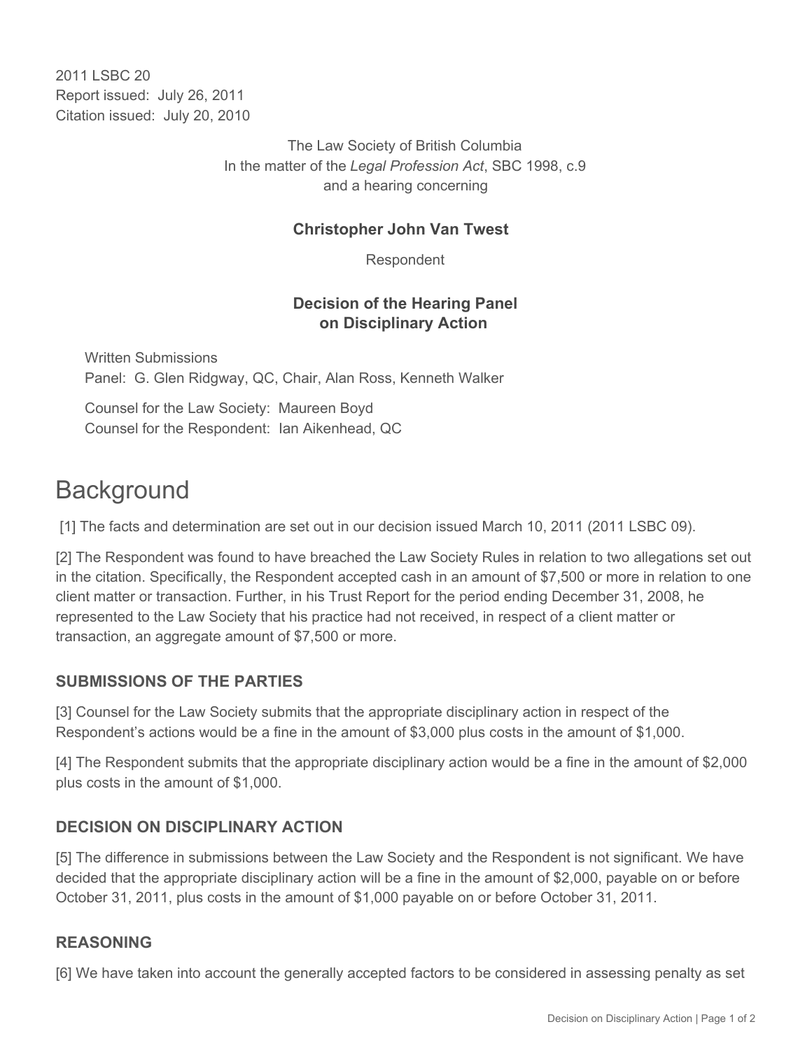2011 LSBC 20
Report issued: July 26, 2011
Citation issued: July 20, 2010

The Law Society of British Columbia
In the matter of the *Legal Profession Act*, SBC 1998, c.9
and a hearing concerning

**Christopher John Van Twest**

Respondent

**Decision of the Hearing Panel
on Disciplinary Action**

Written Submissions
Panel: G. Glen Ridgway, QC, Chair, Alan Ross, Kenneth Walker

Counsel for the Law Society: Maureen Boyd
Counsel for the Respondent: Ian Aikenhead, QC

# Background

[1] The facts and determination are set out in our decision issued March 10, 2011 (2011 LSBC 09).

[2] The Respondent was found to have breached the Law Society Rules in relation to two allegations set out in the citation. Specifically, the Respondent accepted cash in an amount of $7,500 or more in relation to one client matter or transaction. Further, in his Trust Report for the period ending December 31, 2008, he represented to the Law Society that his practice had not received, in respect of a client matter or transaction, an aggregate amount of $7,500 or more.

### SUBMISSIONS OF THE PARTIES

[3] Counsel for the Law Society submits that the appropriate disciplinary action in respect of the Respondent's actions would be a fine in the amount of $3,000 plus costs in the amount of $1,000.

[4] The Respondent submits that the appropriate disciplinary action would be a fine in the amount of $2,000 plus costs in the amount of $1,000.

### DECISION ON DISCIPLINARY ACTION

[5] The difference in submissions between the Law Society and the Respondent is not significant. We have decided that the appropriate disciplinary action will be a fine in the amount of $2,000, payable on or before October 31, 2011, plus costs in the amount of $1,000 payable on or before October 31, 2011.

### REASONING

[6] We have taken into account the generally accepted factors to be considered in assessing penalty as set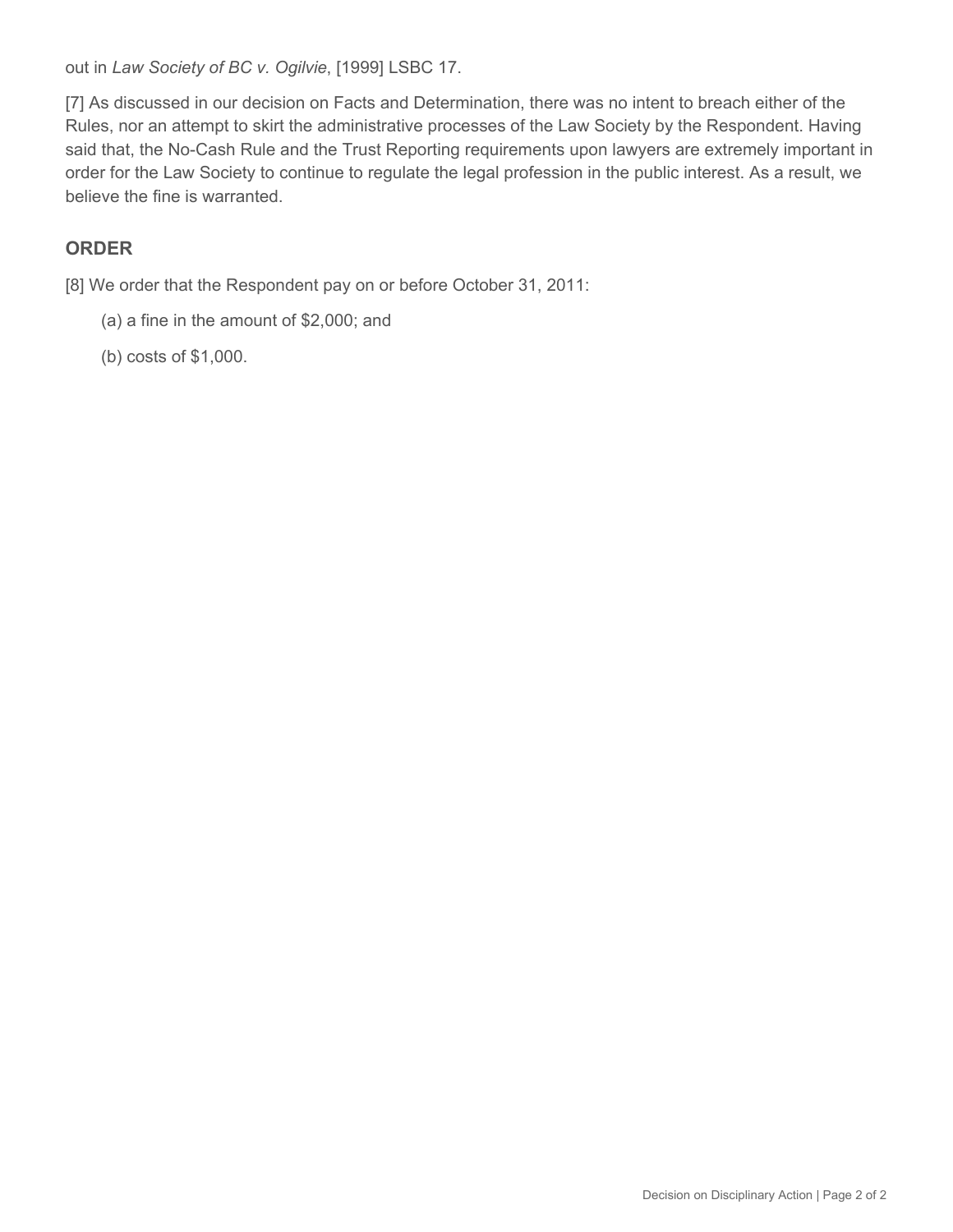out in *Law Society of BC v. Ogilvie*, [1999] LSBC 17.

[7] As discussed in our decision on Facts and Determination, there was no intent to breach either of the Rules, nor an attempt to skirt the administrative processes of the Law Society by the Respondent. Having said that, the No-Cash Rule and the Trust Reporting requirements upon lawyers are extremely important in order for the Law Society to continue to regulate the legal profession in the public interest. As a result, we believe the fine is warranted.

## ORDER

[8] We order that the Respondent pay on or before October 31, 2011:

(a) a fine in the amount of $2,000; and

(b) costs of $1,000.